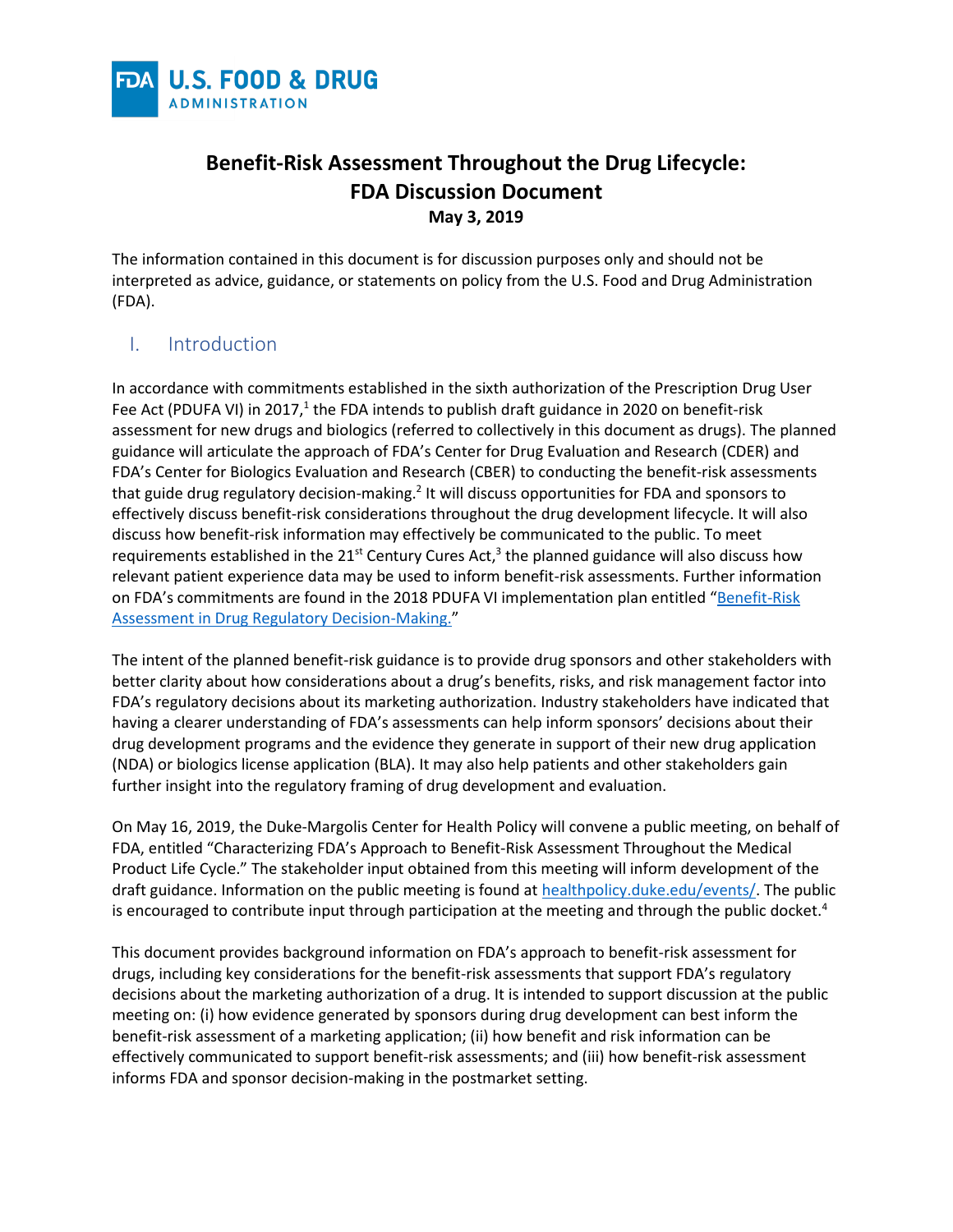# Benefit-Risk Assessment Throughout the Drug Lifecycle: FDA Discussion Document

**May 3, 2019**

The information contained in this document is for discussion purposes only and should not be interpreted as advice, guidance, or statements on policy from the U.S. Food and Drug Administration (FDA).

## I. Introduction

In accordance with commitments established in the sixth authorization of the Prescription Drug User Fee Act (PDUFA VI) in 2017,[1] the FDA intends to publish draft guidance in 2020 on benefit-risk assessment for new drugs and biologics (referred to collectively in this document as drugs). The planned guidance will articulate the approach of FDA's Center for Drug Evaluation and Research (CDER) and FDA's Center for Biologics Evaluation and Research (CBER) to conducting the benefit-risk assessments that guide drug regulatory decision-making.[2] It will discuss opportunities for FDA and sponsors to effectively discuss benefit-risk considerations throughout the drug development lifecycle. It will also discuss how benefit-risk information may effectively be communicated to the public. To meet requirements established in the 21st Century Cures Act,[3] the planned guidance will also discuss how relevant patient experience data may be used to inform benefit-risk assessments. Further information on FDA's commitments are found in the 2018 PDUFA VI implementation plan entitled "Benefit-Risk Assessment in Drug Regulatory Decision-Making."

The intent of the planned benefit-risk guidance is to provide drug sponsors and other stakeholders with better clarity about how considerations about a drug's benefits, risks, and risk management factor into FDA's regulatory decisions about its marketing authorization. Industry stakeholders have indicated that having a clearer understanding of FDA's assessments can help inform sponsors' decisions about their drug development programs and the evidence they generate in support of their new drug application (NDA) or biologics license application (BLA). It may also help patients and other stakeholders gain further insight into the regulatory framing of drug development and evaluation.

On May 16, 2019, the Duke-Margolis Center for Health Policy will convene a public meeting, on behalf of FDA, entitled "Characterizing FDA's Approach to Benefit-Risk Assessment Throughout the Medical Product Life Cycle." The stakeholder input obtained from this meeting will inform development of the draft guidance. Information on the public meeting is found at healthpolicy.duke.edu/events/. The public is encouraged to contribute input through participation at the meeting and through the public docket.[4]

This document provides background information on FDA's approach to benefit-risk assessment for drugs, including key considerations for the benefit-risk assessments that support FDA's regulatory decisions about the marketing authorization of a drug. It is intended to support discussion at the public meeting on: (i) how evidence generated by sponsors during drug development can best inform the benefit-risk assessment of a marketing application; (ii) how benefit and risk information can be effectively communicated to support benefit-risk assessments; and (iii) how benefit-risk assessment informs FDA and sponsor decision-making in the postmarket setting.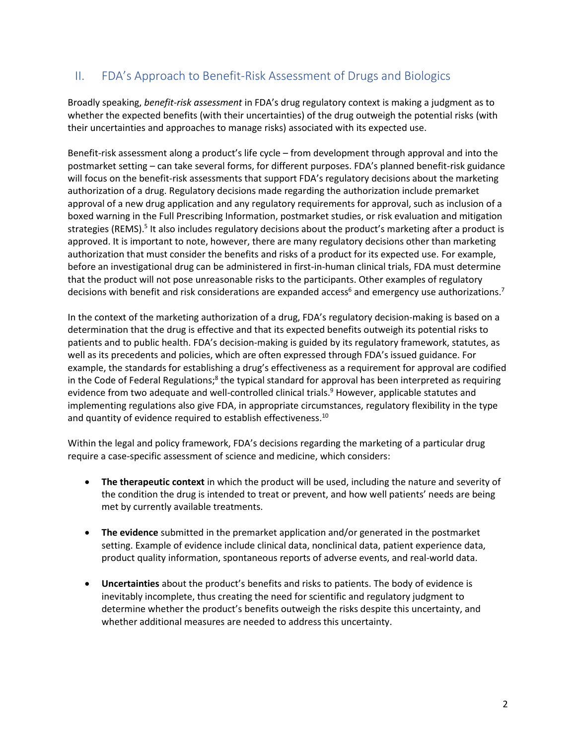## II. FDA's Approach to Benefit-Risk Assessment of Drugs and Biologics

Broadly speaking, *benefit-risk assessment* in FDA's drug regulatory context is making a judgment as to whether the expected benefits (with their uncertainties) of the drug outweigh the potential risks (with their uncertainties and approaches to manage risks) associated with its expected use.

Benefit-risk assessment along a product's life cycle – from development through approval and into the postmarket setting – can take several forms, for different purposes. FDA's planned benefit-risk guidance will focus on the benefit-risk assessments that support FDA's regulatory decisions about the marketing authorization of a drug. Regulatory decisions made regarding the authorization include premarket approval of a new drug application and any regulatory requirements for approval, such as inclusion of a boxed warning in the Full Prescribing Information, postmarket studies, or risk evaluation and mitigation strategies (REMS).[5] It also includes regulatory decisions about the product's marketing after a product is approved. It is important to note, however, there are many regulatory decisions other than marketing authorization that must consider the benefits and risks of a product for its expected use. For example, before an investigational drug can be administered in first-in-human clinical trials, FDA must determine that the product will not pose unreasonable risks to the participants. Other examples of regulatory decisions with benefit and risk considerations are expanded access[6] and emergency use authorizations.[7]

In the context of the marketing authorization of a drug, FDA's regulatory decision-making is based on a determination that the drug is effective and that its expected benefits outweigh its potential risks to patients and to public health. FDA's decision-making is guided by its regulatory framework, statutes, as well as its precedents and policies, which are often expressed through FDA's issued guidance. For example, the standards for establishing a drug's effectiveness as a requirement for approval are codified in the Code of Federal Regulations;[8] the typical standard for approval has been interpreted as requiring evidence from two adequate and well-controlled clinical trials.[9] However, applicable statutes and implementing regulations also give FDA, in appropriate circumstances, regulatory flexibility in the type and quantity of evidence required to establish effectiveness.[10]

Within the legal and policy framework, FDA's decisions regarding the marketing of a particular drug require a case-specific assessment of science and medicine, which considers:

- **The therapeutic context** in which the product will be used, including the nature and severity of the condition the drug is intended to treat or prevent, and how well patients' needs are being met by currently available treatments.

- **The evidence** submitted in the premarket application and/or generated in the postmarket setting. Example of evidence include clinical data, nonclinical data, patient experience data, product quality information, spontaneous reports of adverse events, and real-world data.

- **Uncertainties** about the product's benefits and risks to patients. The body of evidence is inevitably incomplete, thus creating the need for scientific and regulatory judgment to determine whether the product's benefits outweigh the risks despite this uncertainty, and whether additional measures are needed to address this uncertainty.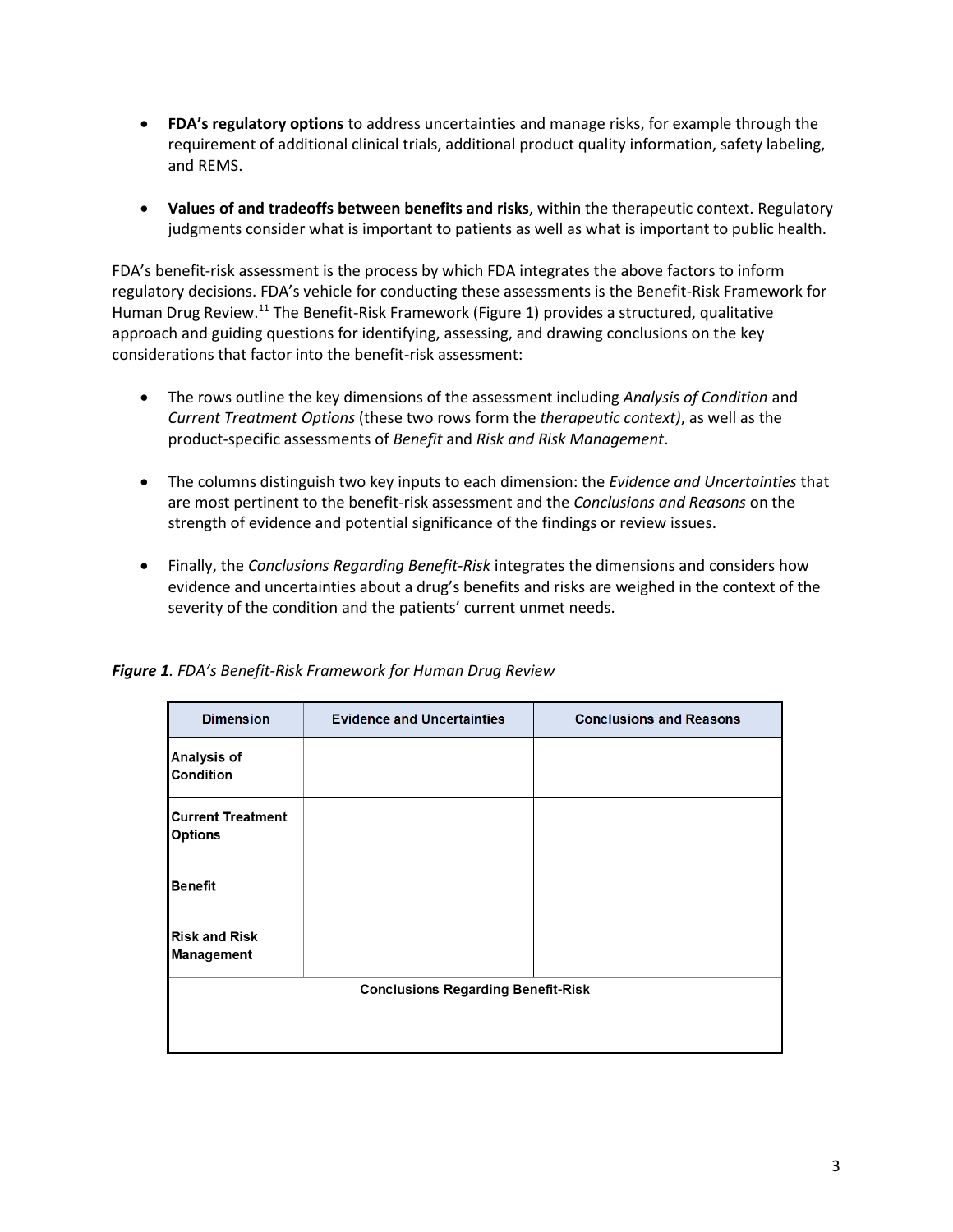- **FDA's regulatory options** to address uncertainties and manage risks, for example through the requirement of additional clinical trials, additional product quality information, safety labeling, and REMS.

- **Values of and tradeoffs between benefits and risks**, within the therapeutic context. Regulatory judgments consider what is important to patients as well as what is important to public health.

FDA's benefit-risk assessment is the process by which FDA integrates the above factors to inform regulatory decisions. FDA's vehicle for conducting these assessments is the Benefit-Risk Framework for Human Drug Review.[11] The Benefit-Risk Framework (Figure 1) provides a structured, qualitative approach and guiding questions for identifying, assessing, and drawing conclusions on the key considerations that factor into the benefit-risk assessment:

- The rows outline the key dimensions of the assessment including *Analysis of Condition* and *Current Treatment Options* (these two rows form the *therapeutic context)*, as well as the product-specific assessments of *Benefit* and *Risk and Risk Management*.

- The columns distinguish two key inputs to each dimension: the *Evidence and Uncertainties* that are most pertinent to the benefit-risk assessment and the *Conclusions and Reasons* on the strength of evidence and potential significance of the findings or review issues.

- Finally, the *Conclusions Regarding Benefit-Risk* integrates the dimensions and considers how evidence and uncertainties about a drug's benefits and risks are weighed in the context of the severity of the condition and the patients' current unmet needs.

***Figure 1****. FDA's Benefit-Risk Framework for Human Drug Review*

| Dimension | Evidence and Uncertainties | Conclusions and Reasons |
|---|---|---|
| **Analysis of Condition** | | |
| **Current Treatment Options** | | |
| **Benefit** | | |
| **Risk and Risk Management** | | |
| **Conclusions Regarding Benefit-Risk** | | |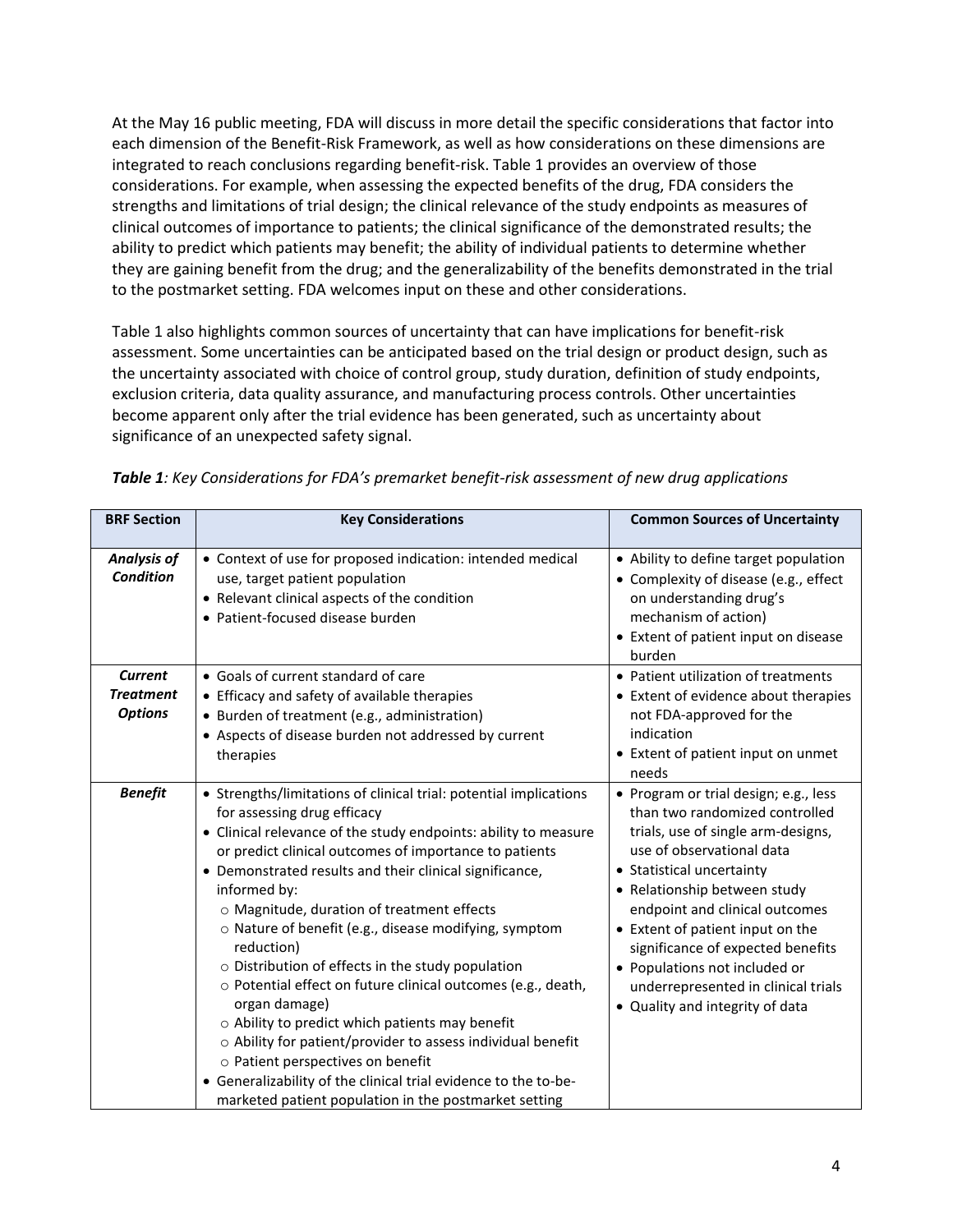At the May 16 public meeting, FDA will discuss in more detail the specific considerations that factor into each dimension of the Benefit-Risk Framework, as well as how considerations on these dimensions are integrated to reach conclusions regarding benefit-risk. Table 1 provides an overview of those considerations. For example, when assessing the expected benefits of the drug, FDA considers the strengths and limitations of trial design; the clinical relevance of the study endpoints as measures of clinical outcomes of importance to patients; the clinical significance of the demonstrated results; the ability to predict which patients may benefit; the ability of individual patients to determine whether they are gaining benefit from the drug; and the generalizability of the benefits demonstrated in the trial to the postmarket setting. FDA welcomes input on these and other considerations.

Table 1 also highlights common sources of uncertainty that can have implications for benefit-risk assessment. Some uncertainties can be anticipated based on the trial design or product design, such as the uncertainty associated with choice of control group, study duration, definition of study endpoints, exclusion criteria, data quality assurance, and manufacturing process controls. Other uncertainties become apparent only after the trial evidence has been generated, such as uncertainty about significance of an unexpected safety signal.

***Table 1****: Key Considerations for FDA's premarket benefit-risk assessment of new drug applications*

| BRF Section | Key Considerations | Common Sources of Uncertainty |
|---|---|---|
| ***Analysis of Condition*** | • Context of use for proposed indication: intended medical use, target patient population<br>• Relevant clinical aspects of the condition<br>• Patient-focused disease burden | • Ability to define target population<br>• Complexity of disease (e.g., effect on understanding drug's mechanism of action)<br>• Extent of patient input on disease burden |
| ***Current Treatment Options*** | • Goals of current standard of care<br>• Efficacy and safety of available therapies<br>• Burden of treatment (e.g., administration)<br>• Aspects of disease burden not addressed by current therapies | • Patient utilization of treatments<br>• Extent of evidence about therapies not FDA-approved for the indication<br>• Extent of patient input on unmet needs |
| ***Benefit*** | • Strengths/limitations of clinical trial: potential implications for assessing drug efficacy<br>• Clinical relevance of the study endpoints: ability to measure or predict clinical outcomes of importance to patients<br>• Demonstrated results and their clinical significance, informed by:<br>○ Magnitude, duration of treatment effects<br>○ Nature of benefit (e.g., disease modifying, symptom reduction)<br>○ Distribution of effects in the study population<br>○ Potential effect on future clinical outcomes (e.g., death, organ damage)<br>○ Ability to predict which patients may benefit<br>○ Ability for patient/provider to assess individual benefit<br>○ Patient perspectives on benefit<br>• Generalizability of the clinical trial evidence to the to-be-marketed patient population in the postmarket setting | • Program or trial design; e.g., less than two randomized controlled trials, use of single arm-designs, use of observational data<br>• Statistical uncertainty<br>• Relationship between study endpoint and clinical outcomes<br>• Extent of patient input on the significance of expected benefits<br>• Populations not included or underrepresented in clinical trials<br>• Quality and integrity of data |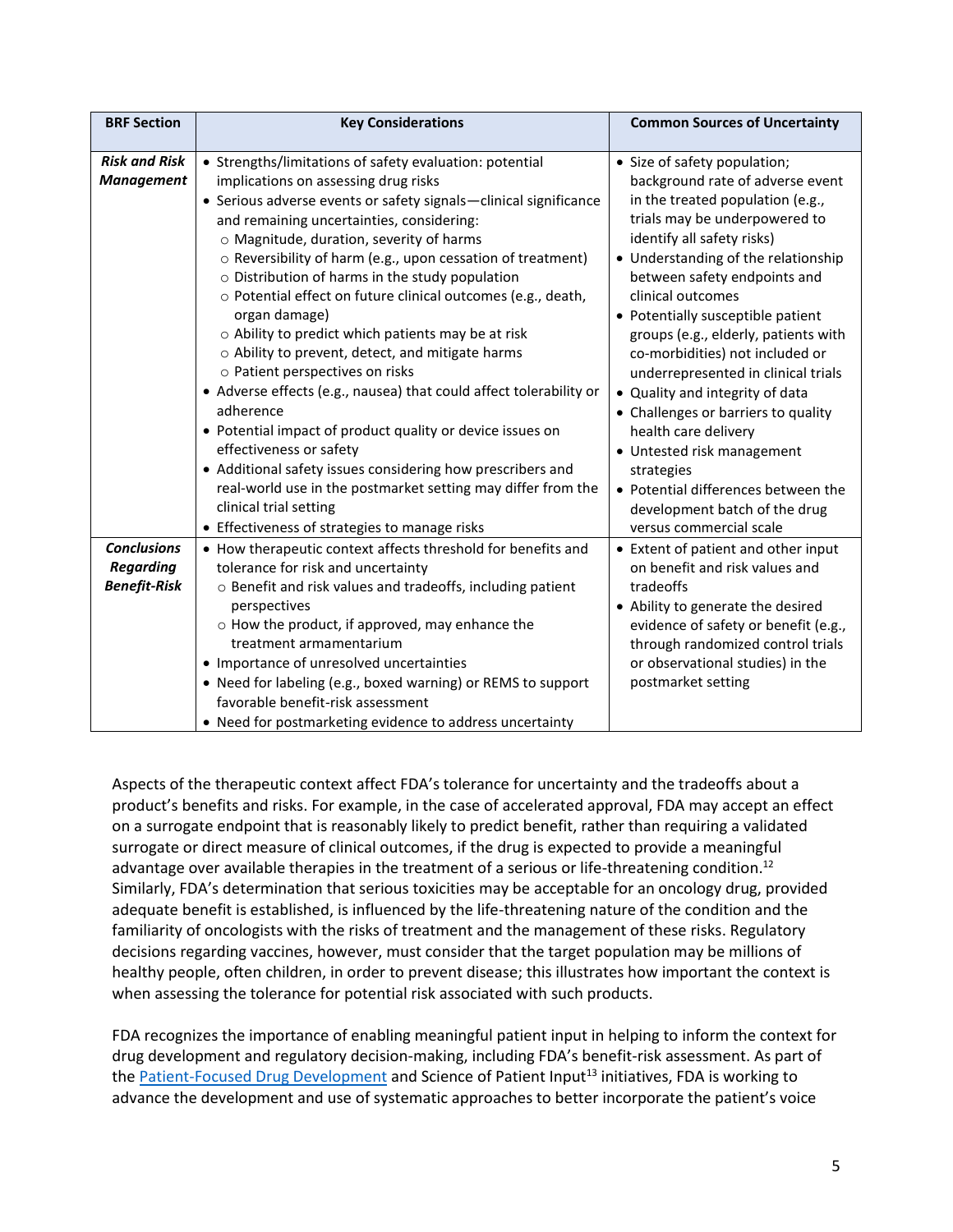| BRF Section | Key Considerations | Common Sources of Uncertainty |
|---|---|---|
| ***Risk and Risk Management*** | • Strengths/limitations of safety evaluation: potential implications on assessing drug risks<br>• Serious adverse events or safety signals—clinical significance and remaining uncertainties, considering:<br>○ Magnitude, duration, severity of harms<br>○ Reversibility of harm (e.g., upon cessation of treatment)<br>○ Distribution of harms in the study population<br>○ Potential effect on future clinical outcomes (e.g., death, organ damage)<br>○ Ability to predict which patients may be at risk<br>○ Ability to prevent, detect, and mitigate harms<br>○ Patient perspectives on risks<br>• Adverse effects (e.g., nausea) that could affect tolerability or adherence<br>• Potential impact of product quality or device issues on effectiveness or safety<br>• Additional safety issues considering how prescribers and real-world use in the postmarket setting may differ from the clinical trial setting<br>• Effectiveness of strategies to manage risks | • Size of safety population; background rate of adverse event in the treated population (e.g., trials may be underpowered to identify all safety risks)<br>• Understanding of the relationship between safety endpoints and clinical outcomes<br>• Potentially susceptible patient groups (e.g., elderly, patients with co-morbidities) not included or underrepresented in clinical trials<br>• Quality and integrity of data<br>• Challenges or barriers to quality health care delivery<br>• Untested risk management strategies<br>• Potential differences between the development batch of the drug versus commercial scale |
| ***Conclusions Regarding Benefit-Risk*** | • How therapeutic context affects threshold for benefits and tolerance for risk and uncertainty<br>○ Benefit and risk values and tradeoffs, including patient perspectives<br>○ How the product, if approved, may enhance the treatment armamentarium<br>• Importance of unresolved uncertainties<br>• Need for labeling (e.g., boxed warning) or REMS to support favorable benefit-risk assessment<br>• Need for postmarketing evidence to address uncertainty | • Extent of patient and other input on benefit and risk values and tradeoffs<br>• Ability to generate the desired evidence of safety or benefit (e.g., through randomized control trials or observational studies) in the postmarket setting |

Aspects of the therapeutic context affect FDA's tolerance for uncertainty and the tradeoffs about a product's benefits and risks. For example, in the case of accelerated approval, FDA may accept an effect on a surrogate endpoint that is reasonably likely to predict benefit, rather than requiring a validated surrogate or direct measure of clinical outcomes, if the drug is expected to provide a meaningful advantage over available therapies in the treatment of a serious or life-threatening condition.[12] Similarly, FDA's determination that serious toxicities may be acceptable for an oncology drug, provided adequate benefit is established, is influenced by the life-threatening nature of the condition and the familiarity of oncologists with the risks of treatment and the management of these risks. Regulatory decisions regarding vaccines, however, must consider that the target population may be millions of healthy people, often children, in order to prevent disease; this illustrates how important the context is when assessing the tolerance for potential risk associated with such products.

FDA recognizes the importance of enabling meaningful patient input in helping to inform the context for drug development and regulatory decision-making, including FDA's benefit-risk assessment. As part of the Patient-Focused Drug Development and Science of Patient Input[13] initiatives, FDA is working to advance the development and use of systematic approaches to better incorporate the patient's voice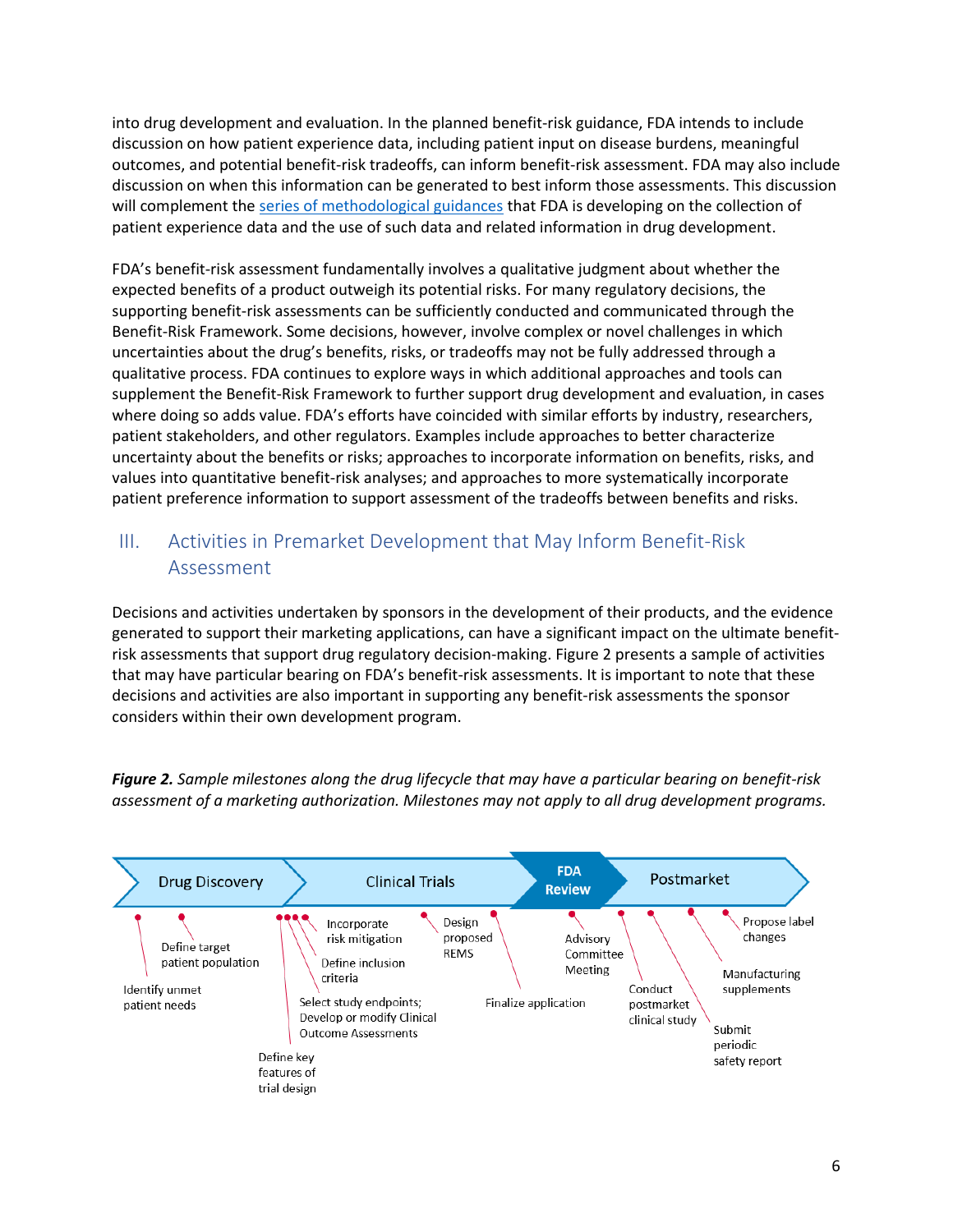into drug development and evaluation. In the planned benefit-risk guidance, FDA intends to include discussion on how patient experience data, including patient input on disease burdens, meaningful outcomes, and potential benefit-risk tradeoffs, can inform benefit-risk assessment. FDA may also include discussion on when this information can be generated to best inform those assessments. This discussion will complement the series of methodological guidances that FDA is developing on the collection of patient experience data and the use of such data and related information in drug development.

FDA's benefit-risk assessment fundamentally involves a qualitative judgment about whether the expected benefits of a product outweigh its potential risks. For many regulatory decisions, the supporting benefit-risk assessments can be sufficiently conducted and communicated through the Benefit-Risk Framework. Some decisions, however, involve complex or novel challenges in which uncertainties about the drug's benefits, risks, or tradeoffs may not be fully addressed through a qualitative process. FDA continues to explore ways in which additional approaches and tools can supplement the Benefit-Risk Framework to further support drug development and evaluation, in cases where doing so adds value. FDA's efforts have coincided with similar efforts by industry, researchers, patient stakeholders, and other regulators. Examples include approaches to better characterize uncertainty about the benefits or risks; approaches to incorporate information on benefits, risks, and values into quantitative benefit-risk analyses; and approaches to more systematically incorporate patient preference information to support assessment of the tradeoffs between benefits and risks.

## III. Activities in Premarket Development that May Inform Benefit-Risk Assessment

Decisions and activities undertaken by sponsors in the development of their products, and the evidence generated to support their marketing applications, can have a significant impact on the ultimate benefit-risk assessments that support drug regulatory decision-making. Figure 2 presents a sample of activities that may have particular bearing on FDA's benefit-risk assessments. It is important to note that these decisions and activities are also important in supporting any benefit-risk assessments the sponsor considers within their own development program.

***Figure 2.*** *Sample milestones along the drug lifecycle that may have a particular bearing on benefit-risk assessment of a marketing authorization. Milestones may not apply to all drug development programs.*

Drug Discovery → Clinical Trials → FDA Review → Postmarket

- Identify unmet patient needs
- Define target patient population
- Define key features of trial design
- Select study endpoints; Develop or modify Clinical Outcome Assessments
- Define inclusion criteria
- Incorporate risk mitigation
- Design proposed REMS
- Finalize application
- Advisory Committee Meeting
- Conduct postmarket clinical study
- Submit periodic safety report
- Manufacturing supplements
- Propose label changes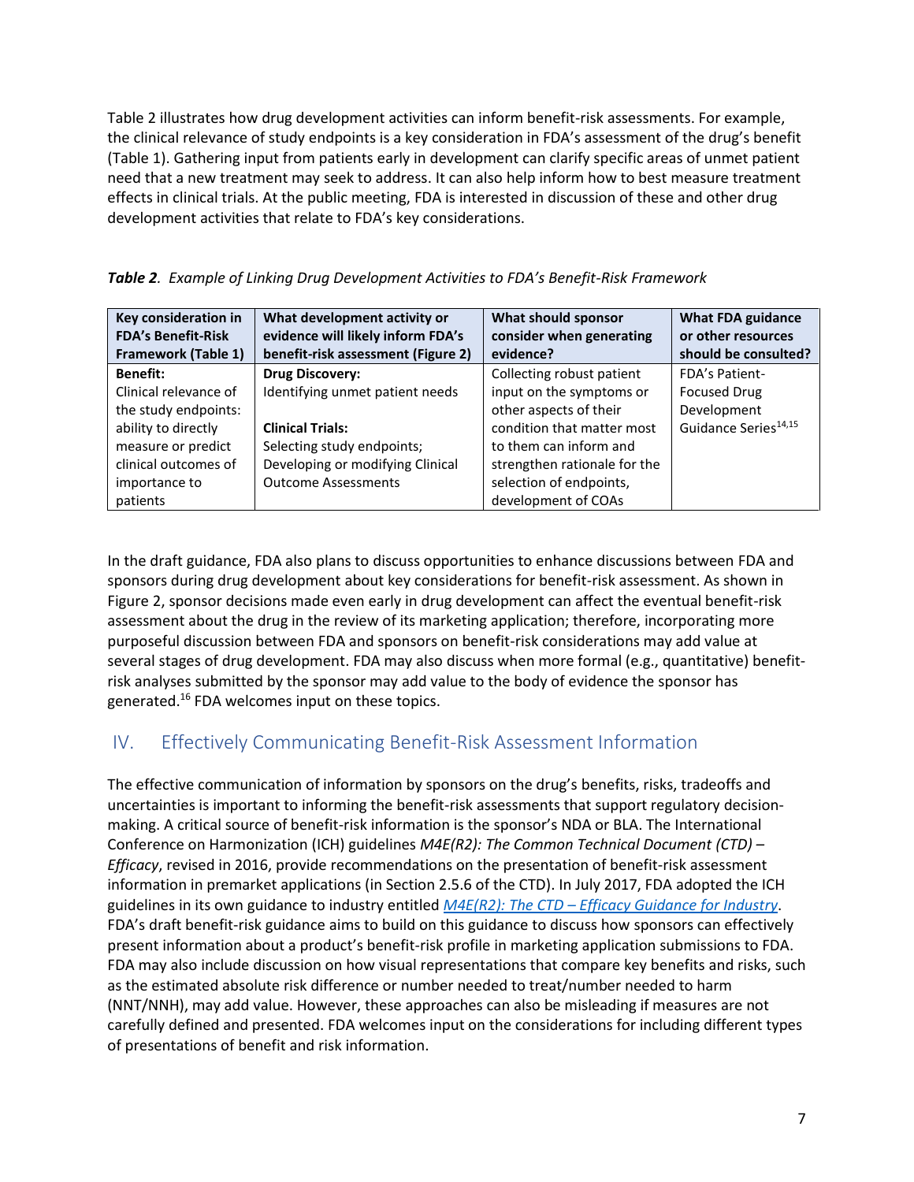Table 2 illustrates how drug development activities can inform benefit-risk assessments. For example, the clinical relevance of study endpoints is a key consideration in FDA's assessment of the drug's benefit (Table 1). Gathering input from patients early in development can clarify specific areas of unmet patient need that a new treatment may seek to address. It can also help inform how to best measure treatment effects in clinical trials. At the public meeting, FDA is interested in discussion of these and other drug development activities that relate to FDA's key considerations.

***Table 2**. Example of Linking Drug Development Activities to FDA's Benefit-Risk Framework*

| Key consideration in FDA's Benefit-Risk Framework (Table 1) | What development activity or evidence will likely inform FDA's benefit-risk assessment (Figure 2) | What should sponsor consider when generating evidence? | What FDA guidance or other resources should be consulted? |
|---|---|---|---|
| **Benefit:** Clinical relevance of the study endpoints: ability to directly measure or predict clinical outcomes of importance to patients | **Drug Discovery:** Identifying unmet patient needs<br><br>**Clinical Trials:** Selecting study endpoints; Developing or modifying Clinical Outcome Assessments | Collecting robust patient input on the symptoms or other aspects of their condition that matter most to them can inform and strengthen rationale for the selection of endpoints, development of COAs | FDA's Patient-Focused Drug Development Guidance Series[14,15] |

In the draft guidance, FDA also plans to discuss opportunities to enhance discussions between FDA and sponsors during drug development about key considerations for benefit-risk assessment. As shown in Figure 2, sponsor decisions made even early in drug development can affect the eventual benefit-risk assessment about the drug in the review of its marketing application; therefore, incorporating more purposeful discussion between FDA and sponsors on benefit-risk considerations may add value at several stages of drug development. FDA may also discuss when more formal (e.g., quantitative) benefit-risk analyses submitted by the sponsor may add value to the body of evidence the sponsor has generated.[16] FDA welcomes input on these topics.

## IV. Effectively Communicating Benefit-Risk Assessment Information

The effective communication of information by sponsors on the drug's benefits, risks, tradeoffs and uncertainties is important to informing the benefit-risk assessments that support regulatory decision-making. A critical source of benefit-risk information is the sponsor's NDA or BLA. The International Conference on Harmonization (ICH) guidelines *M4E(R2): The Common Technical Document (CTD) – Efficacy*, revised in 2016, provide recommendations on the presentation of benefit-risk assessment information in premarket applications (in Section 2.5.6 of the CTD). In July 2017, FDA adopted the ICH guidelines in its own guidance to industry entitled *M4E(R2): The CTD – Efficacy Guidance for Industry*. FDA's draft benefit-risk guidance aims to build on this guidance to discuss how sponsors can effectively present information about a product's benefit-risk profile in marketing application submissions to FDA. FDA may also include discussion on how visual representations that compare key benefits and risks, such as the estimated absolute risk difference or number needed to treat/number needed to harm (NNT/NNH), may add value. However, these approaches can also be misleading if measures are not carefully defined and presented. FDA welcomes input on the considerations for including different types of presentations of benefit and risk information.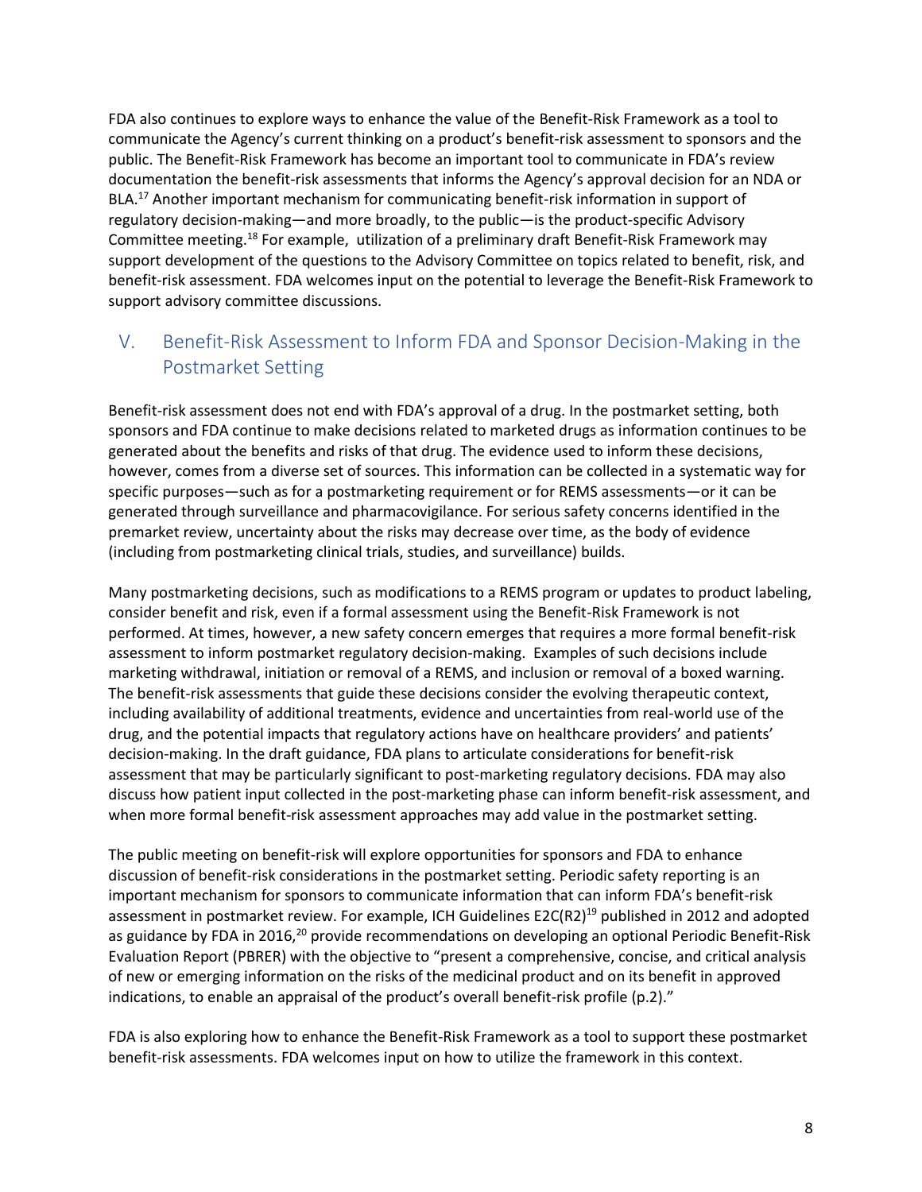FDA also continues to explore ways to enhance the value of the Benefit-Risk Framework as a tool to communicate the Agency's current thinking on a product's benefit-risk assessment to sponsors and the public. The Benefit-Risk Framework has become an important tool to communicate in FDA's review documentation the benefit-risk assessments that informs the Agency's approval decision for an NDA or BLA.[17] Another important mechanism for communicating benefit-risk information in support of regulatory decision-making—and more broadly, to the public—is the product-specific Advisory Committee meeting.[18] For example, utilization of a preliminary draft Benefit-Risk Framework may support development of the questions to the Advisory Committee on topics related to benefit, risk, and benefit-risk assessment. FDA welcomes input on the potential to leverage the Benefit-Risk Framework to support advisory committee discussions.

## V. Benefit-Risk Assessment to Inform FDA and Sponsor Decision-Making in the Postmarket Setting

Benefit-risk assessment does not end with FDA's approval of a drug. In the postmarket setting, both sponsors and FDA continue to make decisions related to marketed drugs as information continues to be generated about the benefits and risks of that drug. The evidence used to inform these decisions, however, comes from a diverse set of sources. This information can be collected in a systematic way for specific purposes—such as for a postmarketing requirement or for REMS assessments—or it can be generated through surveillance and pharmacovigilance. For serious safety concerns identified in the premarket review, uncertainty about the risks may decrease over time, as the body of evidence (including from postmarketing clinical trials, studies, and surveillance) builds.

Many postmarketing decisions, such as modifications to a REMS program or updates to product labeling, consider benefit and risk, even if a formal assessment using the Benefit-Risk Framework is not performed. At times, however, a new safety concern emerges that requires a more formal benefit-risk assessment to inform postmarket regulatory decision-making. Examples of such decisions include marketing withdrawal, initiation or removal of a REMS, and inclusion or removal of a boxed warning. The benefit-risk assessments that guide these decisions consider the evolving therapeutic context, including availability of additional treatments, evidence and uncertainties from real-world use of the drug, and the potential impacts that regulatory actions have on healthcare providers' and patients' decision-making. In the draft guidance, FDA plans to articulate considerations for benefit-risk assessment that may be particularly significant to post-marketing regulatory decisions. FDA may also discuss how patient input collected in the post-marketing phase can inform benefit-risk assessment, and when more formal benefit-risk assessment approaches may add value in the postmarket setting.

The public meeting on benefit-risk will explore opportunities for sponsors and FDA to enhance discussion of benefit-risk considerations in the postmarket setting. Periodic safety reporting is an important mechanism for sponsors to communicate information that can inform FDA's benefit-risk assessment in postmarket review. For example, ICH Guidelines E2C(R2)[19] published in 2012 and adopted as guidance by FDA in 2016,[20] provide recommendations on developing an optional Periodic Benefit-Risk Evaluation Report (PBRER) with the objective to "present a comprehensive, concise, and critical analysis of new or emerging information on the risks of the medicinal product and on its benefit in approved indications, to enable an appraisal of the product's overall benefit-risk profile (p.2)."

FDA is also exploring how to enhance the Benefit-Risk Framework as a tool to support these postmarket benefit-risk assessments. FDA welcomes input on how to utilize the framework in this context.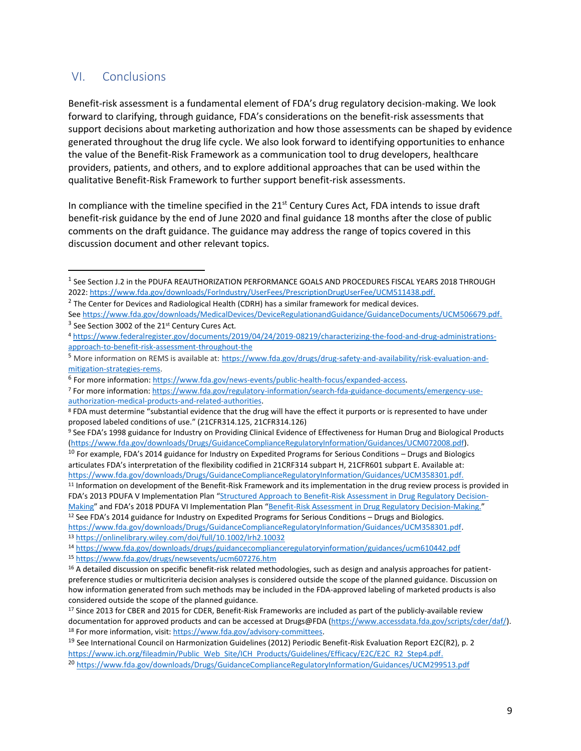## VI. Conclusions

Benefit-risk assessment is a fundamental element of FDA's drug regulatory decision-making. We look forward to clarifying, through guidance, FDA's considerations on the benefit-risk assessments that support decisions about marketing authorization and how those assessments can be shaped by evidence generated throughout the drug life cycle. We also look forward to identifying opportunities to enhance the value of the Benefit-Risk Framework as a communication tool to drug developers, healthcare providers, patients, and others, and to explore additional approaches that can be used within the qualitative Benefit-Risk Framework to further support benefit-risk assessments.

In compliance with the timeline specified in the 21st Century Cures Act, FDA intends to issue draft benefit-risk guidance by the end of June 2020 and final guidance 18 months after the close of public comments on the draft guidance. The guidance may address the range of topics covered in this discussion document and other relevant topics.

---

[1] See Section J.2 in the PDUFA REAUTHORIZATION PERFORMANCE GOALS AND PROCEDURES FISCAL YEARS 2018 THROUGH 2022: https://www.fda.gov/downloads/ForIndustry/UserFees/PrescriptionDrugUserFee/UCM511438.pdf.

[2] The Center for Devices and Radiological Health (CDRH) has a similar framework for medical devices. See https://www.fda.gov/downloads/MedicalDevices/DeviceRegulationandGuidance/GuidanceDocuments/UCM506679.pdf.

[3] See Section 3002 of the 21st Century Cures Act.

[4] https://www.federalregister.gov/documents/2019/04/24/2019-08219/characterizing-the-food-and-drug-administrations-approach-to-benefit-risk-assessment-throughout-the

[5] More information on REMS is available at: https://www.fda.gov/drugs/drug-safety-and-availability/risk-evaluation-and-mitigation-strategies-rems.

[6] For more information: https://www.fda.gov/news-events/public-health-focus/expanded-access.

[7] For more information: https://www.fda.gov/regulatory-information/search-fda-guidance-documents/emergency-use-authorization-medical-products-and-related-authorities.

[8] FDA must determine "substantial evidence that the drug will have the effect it purports or is represented to have under proposed labeled conditions of use." (21CFR314.125, 21CFR314.126)

[9] See FDA's 1998 guidance for Industry on Providing Clinical Evidence of Effectiveness for Human Drug and Biological Products (https://www.fda.gov/downloads/Drugs/GuidanceComplianceRegulatoryInformation/Guidances/UCM072008.pdf).

[10] For example, FDA's 2014 guidance for Industry on Expedited Programs for Serious Conditions – Drugs and Biologics articulates FDA's interpretation of the flexibility codified in 21CRF314 subpart H, 21CFR601 subpart E. Available at: https://www.fda.gov/downloads/Drugs/GuidanceComplianceRegulatoryInformation/Guidances/UCM358301.pdf.

[11] Information on development of the Benefit-Risk Framework and its implementation in the drug review process is provided in FDA's 2013 PDUFA V Implementation Plan "Structured Approach to Benefit-Risk Assessment in Drug Regulatory Decision-Making" and FDA's 2018 PDUFA VI Implementation Plan "Benefit-Risk Assessment in Drug Regulatory Decision-Making."

[12] See FDA's 2014 guidance for Industry on Expedited Programs for Serious Conditions – Drugs and Biologics. https://www.fda.gov/downloads/Drugs/GuidanceComplianceRegulatoryInformation/Guidances/UCM358301.pdf.

[13] https://onlinelibrary.wiley.com/doi/full/10.1002/lrh2.10032

[14] https://www.fda.gov/downloads/drugs/guidancecomplianceregulatoryinformation/guidances/ucm610442.pdf

[15] https://www.fda.gov/drugs/newsevents/ucm607276.htm

[16] A detailed discussion on specific benefit-risk related methodologies, such as design and analysis approaches for patient-preference studies or multicriteria decision analyses is considered outside the scope of the planned guidance. Discussion on how information generated from such methods may be included in the FDA-approved labeling of marketed products is also considered outside the scope of the planned guidance.

[17] Since 2013 for CBER and 2015 for CDER, Benefit-Risk Frameworks are included as part of the publicly-available review documentation for approved products and can be accessed at Drugs@FDA (https://www.accessdata.fda.gov/scripts/cder/daf/).

[18] For more information, visit: https://www.fda.gov/advisory-committees.

[19] See International Council on Harmonization Guidelines (2012) Periodic Benefit-Risk Evaluation Report E2C(R2), p. 2 https://www.ich.org/fileadmin/Public_Web_Site/ICH_Products/Guidelines/Efficacy/E2C/E2C_R2_Step4.pdf.

[20] https://www.fda.gov/downloads/Drugs/GuidanceComplianceRegulatoryInformation/Guidances/UCM299513.pdf